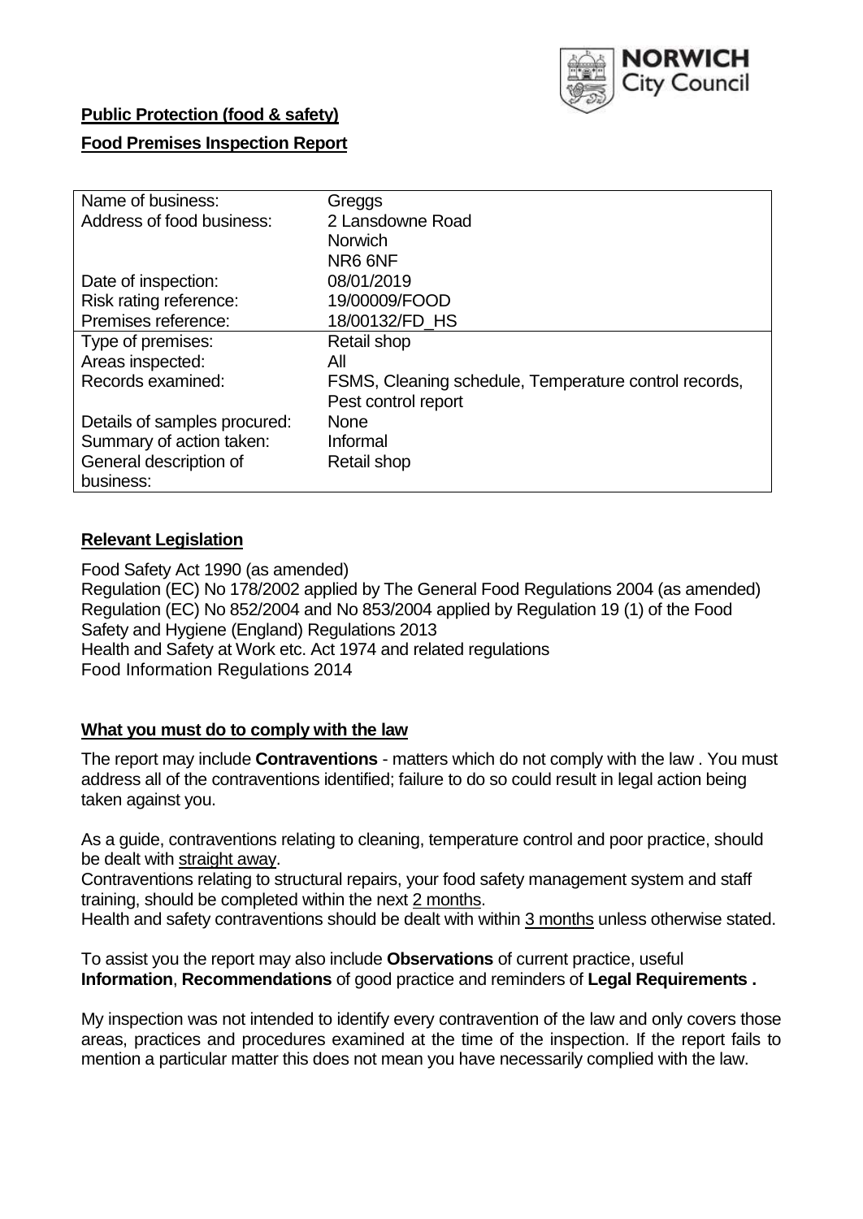**Public Protection (food & safety)**

**Food Premises Inspection Report**

| Name of business: | Greggs |
|---|---|
| Address of food business: | 2 Lansdowne Road<br>Norwich<br>NR6 6NF |
| Date of inspection: | 08/01/2019 |
| Risk rating reference: | 19/00009/FOOD |
| Premises reference: | 18/00132/FD_HS |
| Type of premises: | Retail shop |
| Areas inspected: | All |
| Records examined: | FSMS, Cleaning schedule, Temperature control records, Pest control report |
| Details of samples procured: | None |
| Summary of action taken: | Informal |
| General description of business: | Retail shop |

## Relevant Legislation

Food Safety Act 1990 (as amended)
Regulation (EC) No 178/2002 applied by The General Food Regulations 2004 (as amended)
Regulation (EC) No 852/2004 and No 853/2004 applied by Regulation 19 (1) of the Food Safety and Hygiene (England) Regulations 2013
Health and Safety at Work etc. Act 1974 and related regulations
Food Information Regulations 2014

## What you must do to comply with the law

The report may include **Contraventions** - matters which do not comply with the law . You must address all of the contraventions identified; failure to do so could result in legal action being taken against you.

As a guide, contraventions relating to cleaning, temperature control and poor practice, should be dealt with straight away.
Contraventions relating to structural repairs, your food safety management system and staff training, should be completed within the next 2 months.
Health and safety contraventions should be dealt with within 3 months unless otherwise stated.

To assist you the report may also include **Observations** of current practice, useful **Information**, **Recommendations** of good practice and reminders of **Legal Requirements .**

My inspection was not intended to identify every contravention of the law and only covers those areas, practices and procedures examined at the time of the inspection. If the report fails to mention a particular matter this does not mean you have necessarily complied with the law.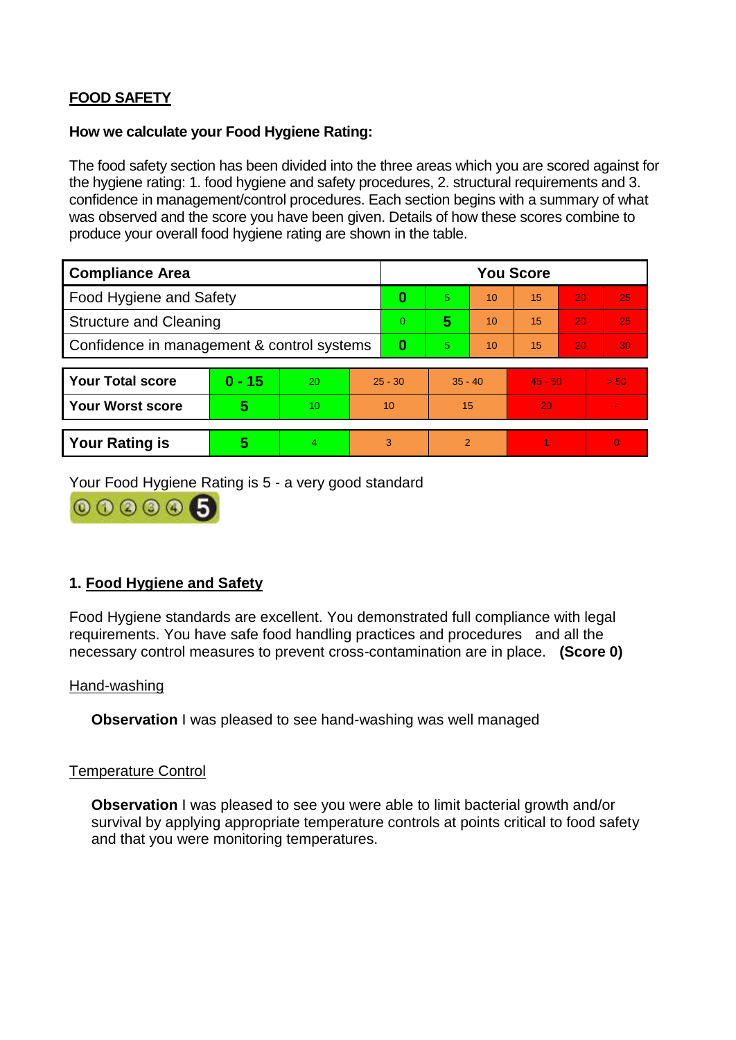**FOOD SAFETY**

**How we calculate your Food Hygiene Rating:**

The food safety section has been divided into the three areas which you are scored against for the hygiene rating: 1. food hygiene and safety procedures, 2. structural requirements and 3. confidence in management/control procedures. Each section begins with a summary of what was observed and the score you have been given. Details of how these scores combine to produce your overall food hygiene rating are shown in the table.

| Compliance Area | You Score | | | | | |
|---|---|---|---|---|---|---|
| Food Hygiene and Safety | **0** | 5 | 10 | 15 | 20 | 25 |
| Structure and Cleaning | 0 | **5** | 10 | 15 | 20 | 25 |
| Confidence in management & control systems | **0** | 5 | 10 | 15 | 20 | 30 |

| | | | | | | |
|---|---|---|---|---|---|---|
| **Your Total score** | **0 - 15** | 20 | 25 - 30 | 35 - 40 | 45 - 50 | > 50 |
| **Your Worst score** | **5** | 10 | 10 | 15 | 20 | - |

| | | | | | | |
|---|---|---|---|---|---|---|
| **Your Rating is** | **5** | 4 | 3 | 2 | 1 | 0 |

Your Food Hygiene Rating is 5 - a very good standard

## 1. Food Hygiene and Safety

Food Hygiene standards are excellent. You demonstrated full compliance with legal requirements. You have safe food handling practices and procedures and all the necessary control measures to prevent cross-contamination are in place. **(Score 0)**

Hand-washing

**Observation** I was pleased to see hand-washing was well managed

Temperature Control

**Observation** I was pleased to see you were able to limit bacterial growth and/or survival by applying appropriate temperature controls at points critical to food safety and that you were monitoring temperatures.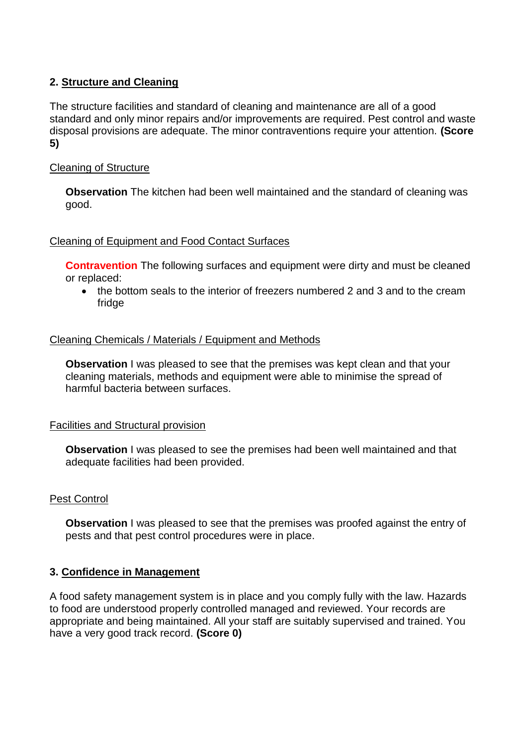## 2. Structure and Cleaning

The structure facilities and standard of cleaning and maintenance are all of a good standard and only minor repairs and/or improvements are required. Pest control and waste disposal provisions are adequate. The minor contraventions require your attention. **(Score 5)**

Cleaning of Structure

**Observation** The kitchen had been well maintained and the standard of cleaning was good.

Cleaning of Equipment and Food Contact Surfaces

**Contravention** The following surfaces and equipment were dirty and must be cleaned or replaced:

- the bottom seals to the interior of freezers numbered 2 and 3 and to the cream fridge

Cleaning Chemicals / Materials / Equipment and Methods

**Observation** I was pleased to see that the premises was kept clean and that your cleaning materials, methods and equipment were able to minimise the spread of harmful bacteria between surfaces.

Facilities and Structural provision

**Observation** I was pleased to see the premises had been well maintained and that adequate facilities had been provided.

Pest Control

**Observation** I was pleased to see that the premises was proofed against the entry of pests and that pest control procedures were in place.

## 3. Confidence in Management

A food safety management system is in place and you comply fully with the law. Hazards to food are understood properly controlled managed and reviewed. Your records are appropriate and being maintained. All your staff are suitably supervised and trained. You have a very good track record. **(Score 0)**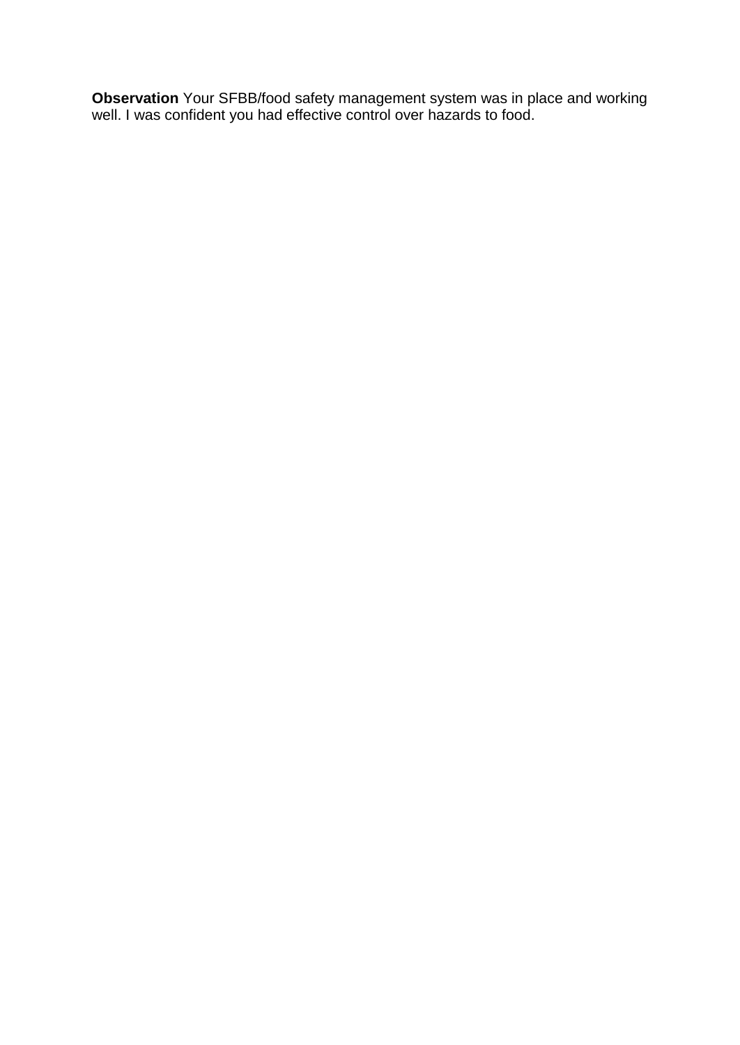**Observation** Your SFBB/food safety management system was in place and working well. I was confident you had effective control over hazards to food.